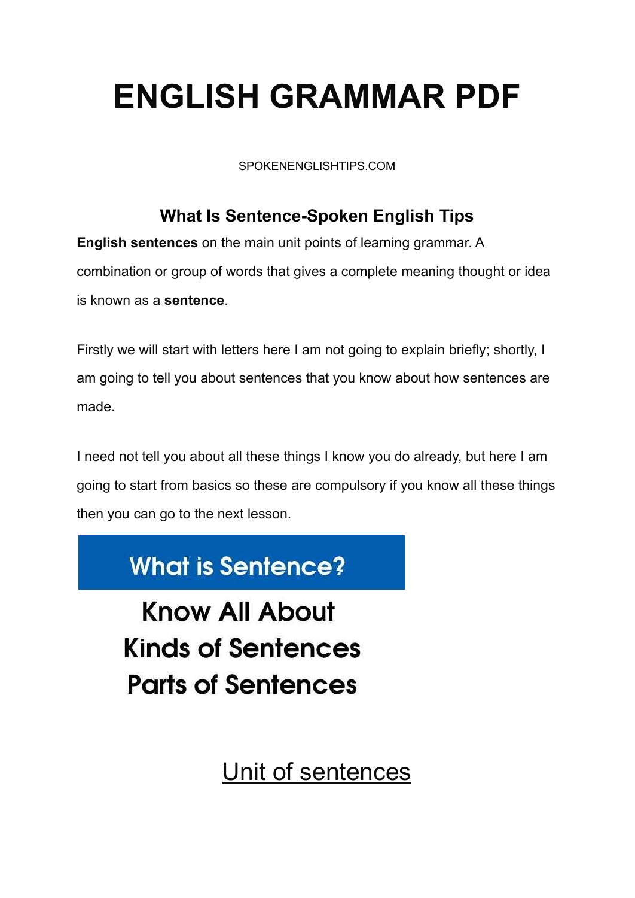# ENGLISH GRAMMAR PDF

SPOKENENGLISHTIPS.COM

### What Is Sentence-Spoken English Tips

**English sentences** on the main unit points of learning grammar. A combination or group of words that gives a complete meaning thought or idea is known as a **sentence**.

Firstly we will start with letters here I am not going to explain briefly; shortly, I am going to tell you about sentences that you know about how sentences are made.

I need not tell you about all these things I know you do already, but here I am going to start from basics so these are compulsory if you know all these things then you can go to the next lesson.

What is Sentence?

Know All About
Kinds of Sentences
Parts of Sentences

## Unit of sentences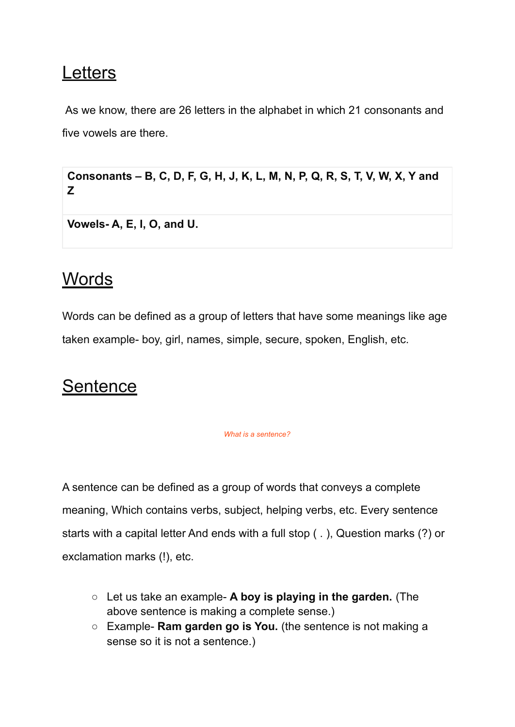## Letters

As we know, there are 26 letters in the alphabet in which 21 consonants and five vowels are there.

| |
|---|
| **Consonants – B, C, D, F, G, H, J, K, L, M, N, P, Q, R, S, T, V, W, X, Y and Z** |
| **Vowels- A, E, I, O, and U.** |

## Words

Words can be defined as a group of letters that have some meanings like age taken example- boy, girl, names, simple, secure, spoken, English, etc.

## Sentence

*What is a sentence?*

A sentence can be defined as a group of words that conveys a complete meaning, Which contains verbs, subject, helping verbs, etc. Every sentence starts with a capital letter And ends with a full stop ( . ), Question marks (?) or exclamation marks (!), etc.

- Let us take an example- **A boy is playing in the garden.** (The above sentence is making a complete sense.)
- Example- **Ram garden go is You.** (the sentence is not making a sense so it is not a sentence.)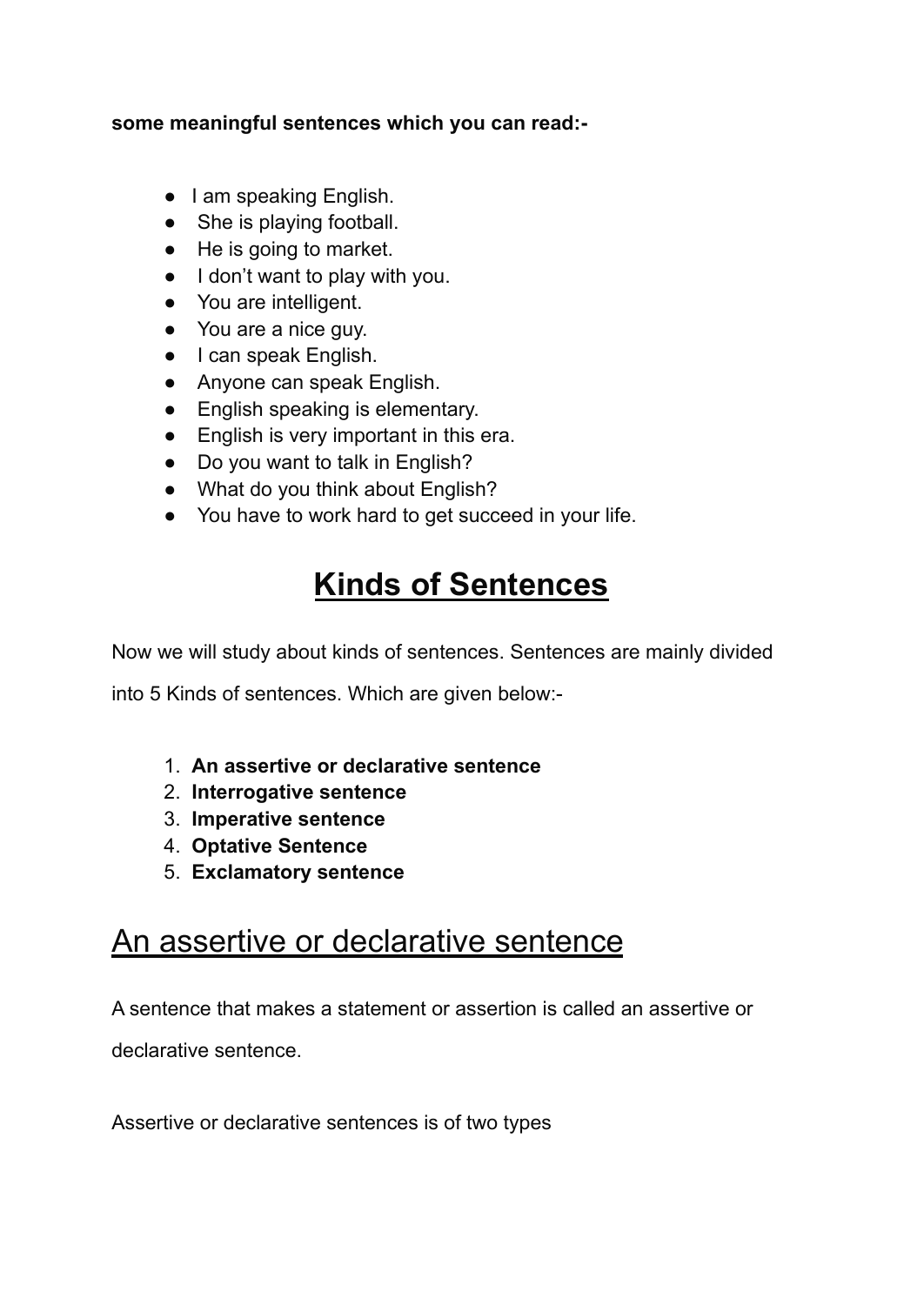**some meaningful sentences which you can read:-**

- I am speaking English.
- She is playing football.
- He is going to market.
- I don't want to play with you.
- You are intelligent.
- You are a nice guy.
- I can speak English.
- Anyone can speak English.
- English speaking is elementary.
- English is very important in this era.
- Do you want to talk in English?
- What do you think about English?
- You have to work hard to get succeed in your life.

# Kinds of Sentences

Now we will study about kinds of sentences. Sentences are mainly divided into 5 Kinds of sentences. Which are given below:-

1. **An assertive or declarative sentence**
2. **Interrogative sentence**
3. **Imperative sentence**
4. **Optative Sentence**
5. **Exclamatory sentence**

## An assertive or declarative sentence

A sentence that makes a statement or assertion is called an assertive or declarative sentence.

Assertive or declarative sentences is of two types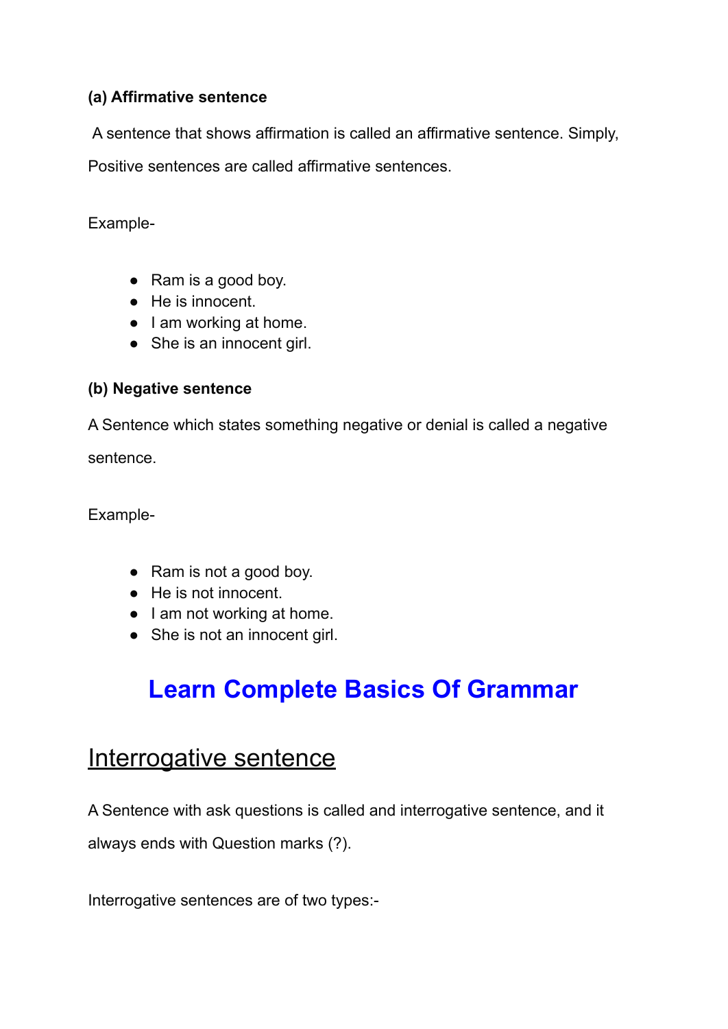**(a) Affirmative sentence**

A sentence that shows affirmation is called an affirmative sentence. Simply, Positive sentences are called affirmative sentences.

Example-

- Ram is a good boy.
- He is innocent.
- I am working at home.
- She is an innocent girl.

**(b) Negative sentence**

A Sentence which states something negative or denial is called a negative sentence.

Example-

- Ram is not a good boy.
- He is not innocent.
- I am not working at home.
- She is not an innocent girl.

## Learn Complete Basics Of Grammar

## Interrogative sentence

A Sentence with ask questions is called and interrogative sentence, and it always ends with Question marks (?).

Interrogative sentences are of two types:-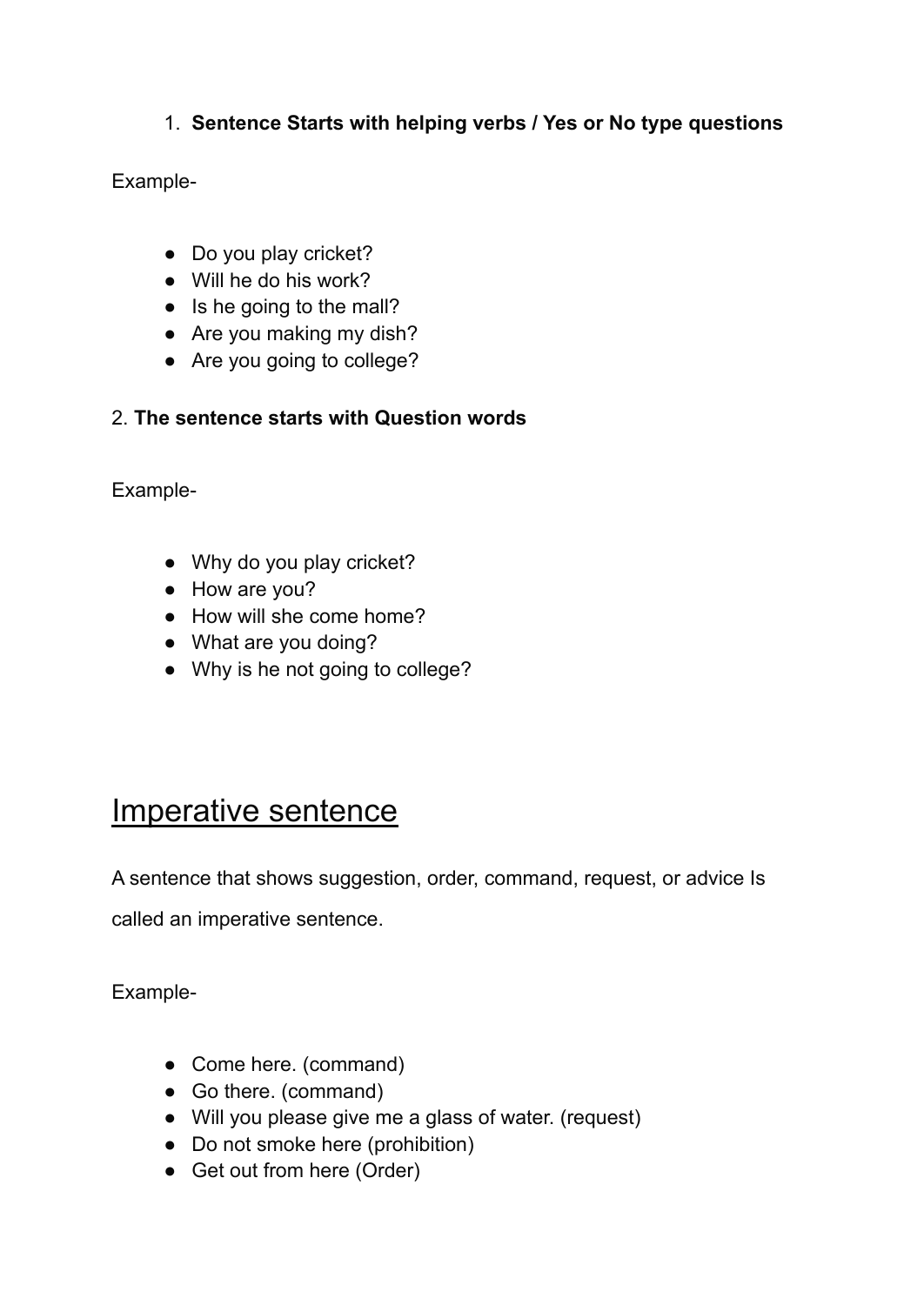1. **Sentence Starts with helping verbs / Yes or No type questions**

Example-

- Do you play cricket?
- Will he do his work?
- Is he going to the mall?
- Are you making my dish?
- Are you going to college?

2. **The sentence starts with Question words**

Example-

- Why do you play cricket?
- How are you?
- How will she come home?
- What are you doing?
- Why is he not going to college?

# Imperative sentence

A sentence that shows suggestion, order, command, request, or advice Is called an imperative sentence.

Example-

- Come here. (command)
- Go there. (command)
- Will you please give me a glass of water. (request)
- Do not smoke here (prohibition)
- Get out from here (Order)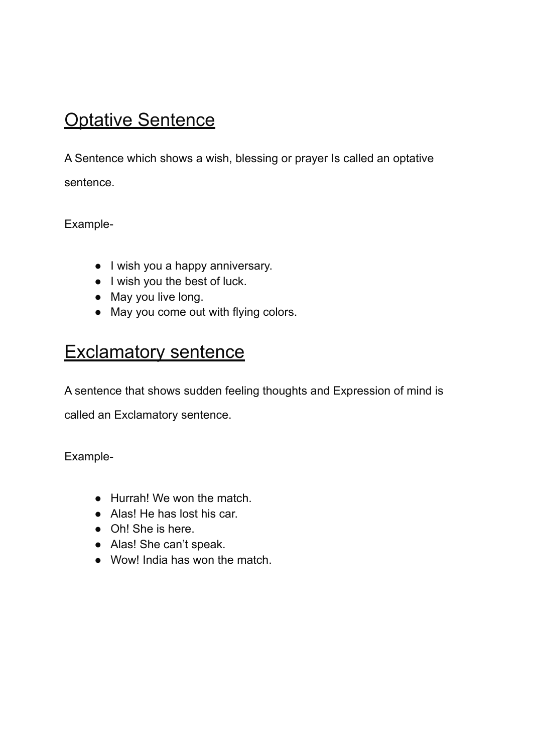## Optative Sentence

A Sentence which shows a wish, blessing or prayer Is called an optative sentence.

Example-

- I wish you a happy anniversary.
- I wish you the best of luck.
- May you live long.
- May you come out with flying colors.

## Exclamatory sentence

A sentence that shows sudden feeling thoughts and Expression of mind is called an Exclamatory sentence.

Example-

- Hurrah! We won the match.
- Alas! He has lost his car.
- Oh! She is here.
- Alas! She can't speak.
- Wow! India has won the match.